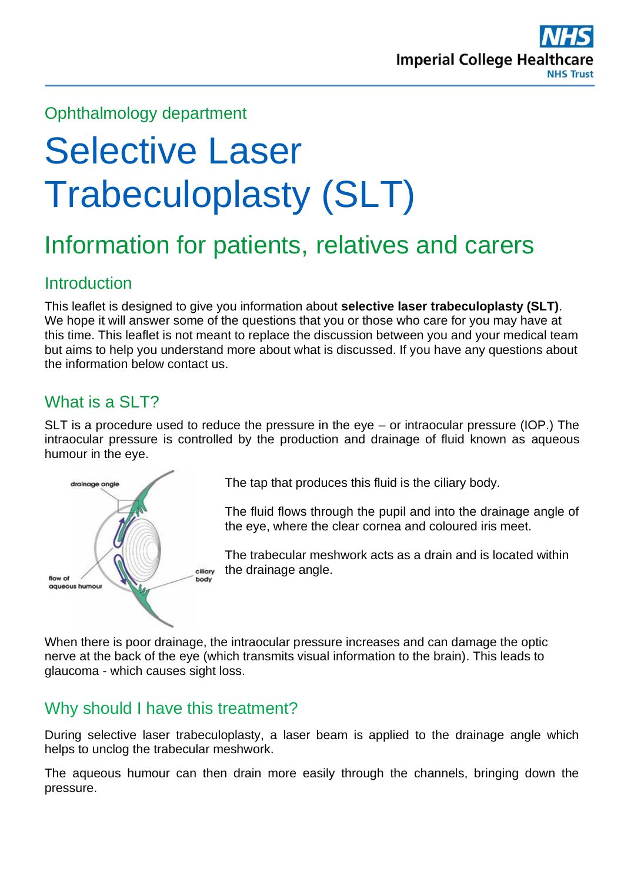Imperial College Healthcare NHS Trust

Ophthalmology department

# Selective Laser Trabeculoplasty (SLT)

## Information for patients, relatives and carers

### Introduction

This leaflet is designed to give you information about **selective laser trabeculoplasty (SLT)**. We hope it will answer some of the questions that you or those who care for you may have at this time. This leaflet is not meant to replace the discussion between you and your medical team but aims to help you understand more about what is discussed. If you have any questions about the information below contact us.

### What is a SLT?

SLT is a procedure used to reduce the pressure in the eye – or intraocular pressure (IOP.) The intraocular pressure is controlled by the production and drainage of fluid known as aqueous humour in the eye.

The tap that produces this fluid is the ciliary body.

The fluid flows through the pupil and into the drainage angle of the eye, where the clear cornea and coloured iris meet.

The trabecular meshwork acts as a drain and is located within the drainage angle.

When there is poor drainage, the intraocular pressure increases and can damage the optic nerve at the back of the eye (which transmits visual information to the brain). This leads to glaucoma - which causes sight loss.

### Why should I have this treatment?

During selective laser trabeculoplasty, a laser beam is applied to the drainage angle which helps to unclog the trabecular meshwork.

The aqueous humour can then drain more easily through the channels, bringing down the pressure.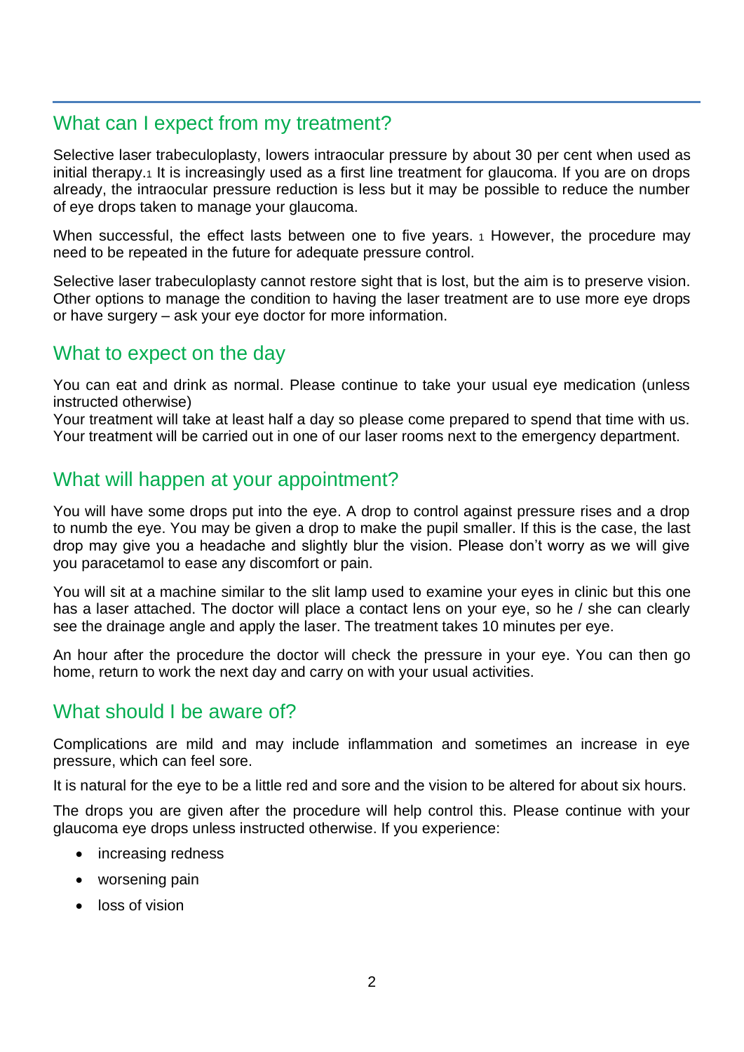## What can I expect from my treatment?

Selective laser trabeculoplasty, lowers intraocular pressure by about 30 per cent when used as initial therapy.[1] It is increasingly used as a first line treatment for glaucoma. If you are on drops already, the intraocular pressure reduction is less but it may be possible to reduce the number of eye drops taken to manage your glaucoma.

When successful, the effect lasts between one to five years. [1] However, the procedure may need to be repeated in the future for adequate pressure control.

Selective laser trabeculoplasty cannot restore sight that is lost, but the aim is to preserve vision. Other options to manage the condition to having the laser treatment are to use more eye drops or have surgery – ask your eye doctor for more information.

## What to expect on the day

You can eat and drink as normal. Please continue to take your usual eye medication (unless instructed otherwise)
Your treatment will take at least half a day so please come prepared to spend that time with us. Your treatment will be carried out in one of our laser rooms next to the emergency department.

## What will happen at your appointment?

You will have some drops put into the eye. A drop to control against pressure rises and a drop to numb the eye. You may be given a drop to make the pupil smaller. If this is the case, the last drop may give you a headache and slightly blur the vision. Please don't worry as we will give you paracetamol to ease any discomfort or pain.

You will sit at a machine similar to the slit lamp used to examine your eyes in clinic but this one has a laser attached. The doctor will place a contact lens on your eye, so he / she can clearly see the drainage angle and apply the laser. The treatment takes 10 minutes per eye.

An hour after the procedure the doctor will check the pressure in your eye. You can then go home, return to work the next day and carry on with your usual activities.

## What should I be aware of?

Complications are mild and may include inflammation and sometimes an increase in eye pressure, which can feel sore.

It is natural for the eye to be a little red and sore and the vision to be altered for about six hours.

The drops you are given after the procedure will help control this. Please continue with your glaucoma eye drops unless instructed otherwise. If you experience:

- increasing redness
- worsening pain
- loss of vision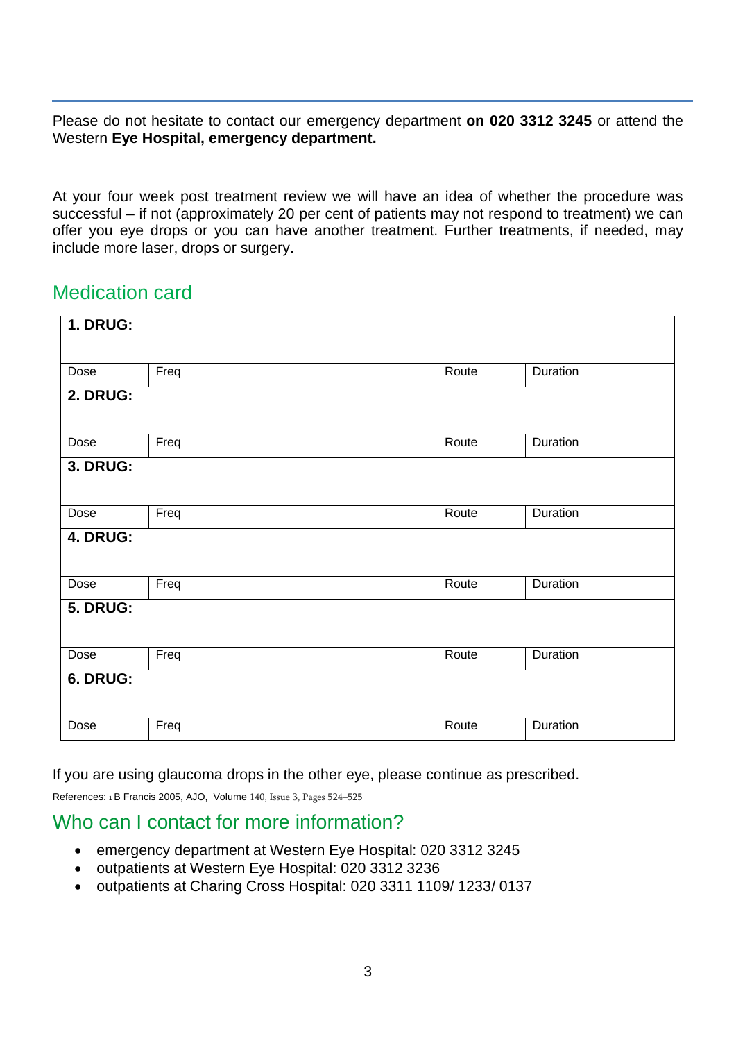Please do not hesitate to contact our emergency department **on 020 3312 3245** or attend the Western **Eye Hospital, emergency department.**

At your four week post treatment review we will have an idea of whether the procedure was successful – if not (approximately 20 per cent of patients may not respond to treatment) we can offer you eye drops or you can have another treatment. Further treatments, if needed, may include more laser, drops or surgery.

## Medication card

| **1. DRUG:** | | | |
|---|---|---|---|
| Dose | Freq | Route | Duration |
| **2. DRUG:** | | | |
| Dose | Freq | Route | Duration |
| **3. DRUG:** | | | |
| Dose | Freq | Route | Duration |
| **4. DRUG:** | | | |
| Dose | Freq | Route | Duration |
| **5. DRUG:** | | | |
| Dose | Freq | Route | Duration |
| **6. DRUG:** | | | |
| Dose | Freq | Route | Duration |

If you are using glaucoma drops in the other eye, please continue as prescribed.

References: [1] B Francis 2005, AJO, Volume 140, Issue 3, Pages 524–525

## Who can I contact for more information?

- emergency department at Western Eye Hospital: 020 3312 3245
- outpatients at Western Eye Hospital: 020 3312 3236
- outpatients at Charing Cross Hospital: 020 3311 1109/ 1233/ 0137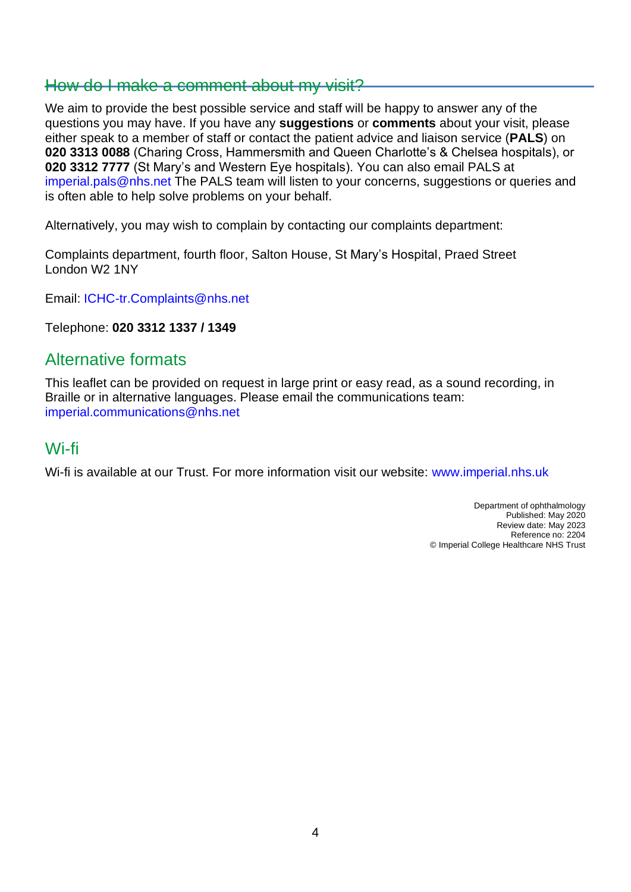## How do I make a comment about my visit?

We aim to provide the best possible service and staff will be happy to answer any of the questions you may have. If you have any **suggestions** or **comments** about your visit, please either speak to a member of staff or contact the patient advice and liaison service (**PALS**) on **020 3313 0088** (Charing Cross, Hammersmith and Queen Charlotte's & Chelsea hospitals), or **020 3312 7777** (St Mary's and Western Eye hospitals). You can also email PALS at imperial.pals@nhs.net The PALS team will listen to your concerns, suggestions or queries and is often able to help solve problems on your behalf.

Alternatively, you may wish to complain by contacting our complaints department:

Complaints department, fourth floor, Salton House, St Mary's Hospital, Praed Street London W2 1NY

Email: ICHC-tr.Complaints@nhs.net

Telephone: **020 3312 1337 / 1349**

## Alternative formats

This leaflet can be provided on request in large print or easy read, as a sound recording, in Braille or in alternative languages. Please email the communications team: imperial.communications@nhs.net

## Wi-fi

Wi-fi is available at our Trust. For more information visit our website: www.imperial.nhs.uk

Department of ophthalmology
Published: May 2020
Review date: May 2023
Reference no: 2204
© Imperial College Healthcare NHS Trust